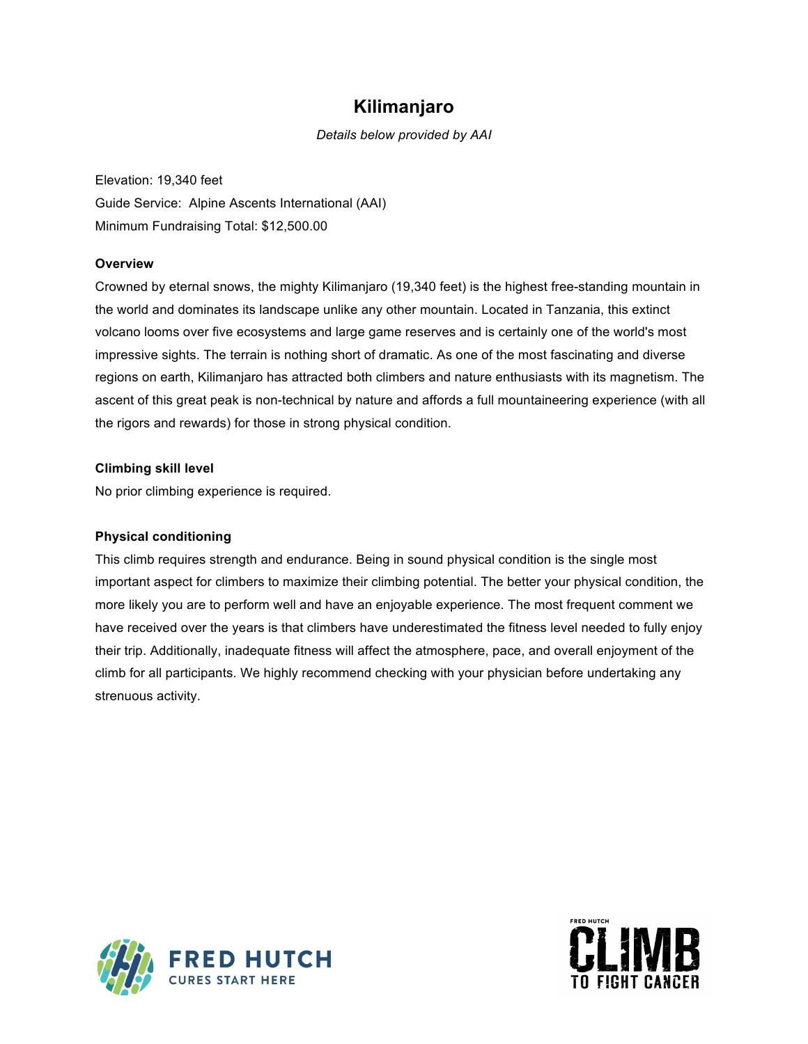# Kilimanjaro

*Details below provided by AAI*

Elevation: 19,340 feet
Guide Service: Alpine Ascents International (AAI)
Minimum Fundraising Total: $12,500.00

**Overview**

Crowned by eternal snows, the mighty Kilimanjaro (19,340 feet) is the highest free-standing mountain in the world and dominates its landscape unlike any other mountain. Located in Tanzania, this extinct volcano looms over five ecosystems and large game reserves and is certainly one of the world's most impressive sights. The terrain is nothing short of dramatic. As one of the most fascinating and diverse regions on earth, Kilimanjaro has attracted both climbers and nature enthusiasts with its magnetism. The ascent of this great peak is non-technical by nature and affords a full mountaineering experience (with all the rigors and rewards) for those in strong physical condition.

**Climbing skill level**

No prior climbing experience is required.

**Physical conditioning**

This climb requires strength and endurance. Being in sound physical condition is the single most important aspect for climbers to maximize their climbing potential. The better your physical condition, the more likely you are to perform well and have an enjoyable experience. The most frequent comment we have received over the years is that climbers have underestimated the fitness level needed to fully enjoy their trip. Additionally, inadequate fitness will affect the atmosphere, pace, and overall enjoyment of the climb for all participants. We highly recommend checking with your physician before undertaking any strenuous activity.

FRED HUTCH
CURES START HERE

FRED HUTCH
CLIMB
TO FIGHT CANCER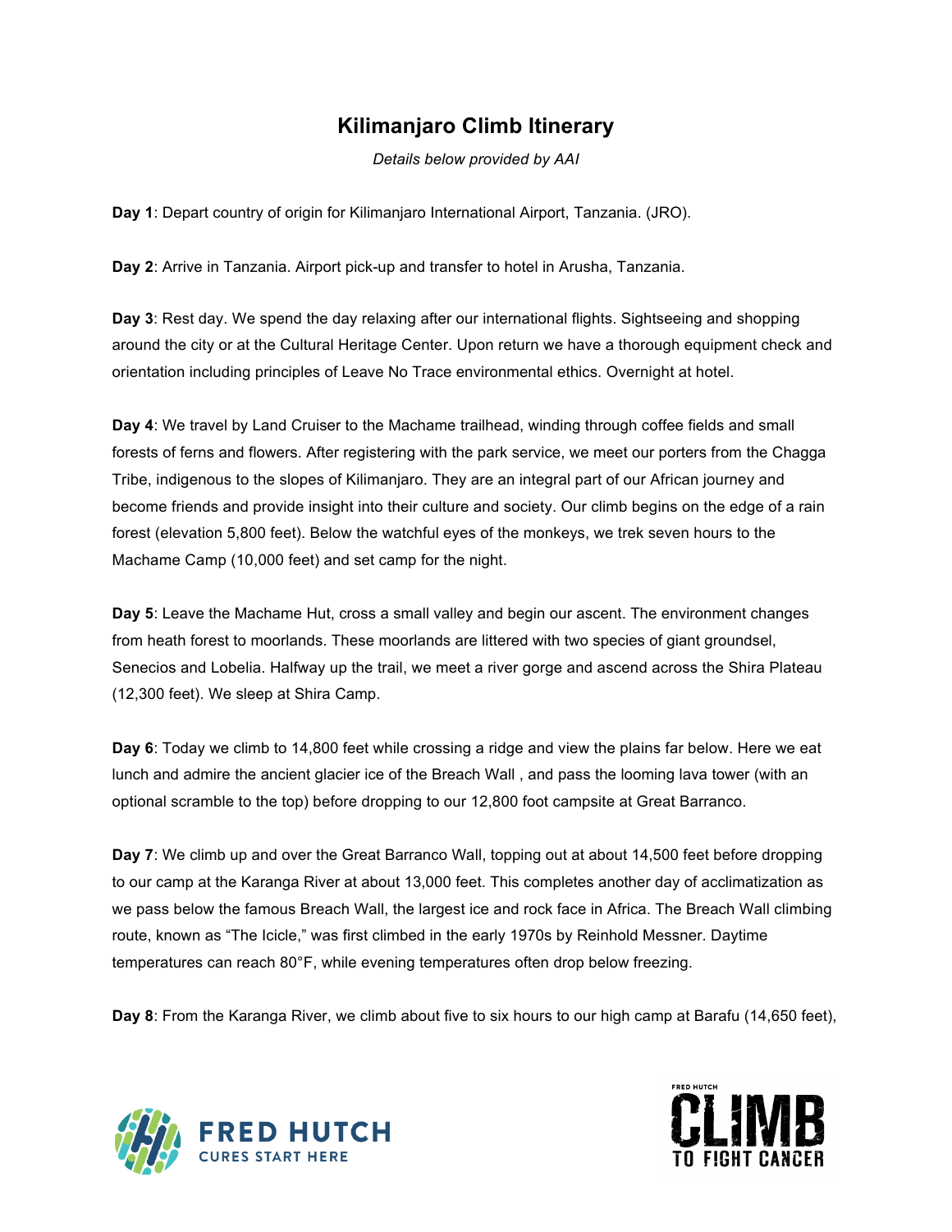# Kilimanjaro Climb Itinerary

*Details below provided by AAI*

**Day 1**: Depart country of origin for Kilimanjaro International Airport, Tanzania. (JRO).

**Day 2**: Arrive in Tanzania. Airport pick-up and transfer to hotel in Arusha, Tanzania.

**Day 3**: Rest day. We spend the day relaxing after our international flights. Sightseeing and shopping around the city or at the Cultural Heritage Center. Upon return we have a thorough equipment check and orientation including principles of Leave No Trace environmental ethics. Overnight at hotel.

**Day 4**: We travel by Land Cruiser to the Machame trailhead, winding through coffee fields and small forests of ferns and flowers. After registering with the park service, we meet our porters from the Chagga Tribe, indigenous to the slopes of Kilimanjaro. They are an integral part of our African journey and become friends and provide insight into their culture and society. Our climb begins on the edge of a rain forest (elevation 5,800 feet). Below the watchful eyes of the monkeys, we trek seven hours to the Machame Camp (10,000 feet) and set camp for the night.

**Day 5**: Leave the Machame Hut, cross a small valley and begin our ascent. The environment changes from heath forest to moorlands. These moorlands are littered with two species of giant groundsel, Senecios and Lobelia. Halfway up the trail, we meet a river gorge and ascend across the Shira Plateau (12,300 feet). We sleep at Shira Camp.

**Day 6**: Today we climb to 14,800 feet while crossing a ridge and view the plains far below. Here we eat lunch and admire the ancient glacier ice of the Breach Wall , and pass the looming lava tower (with an optional scramble to the top) before dropping to our 12,800 foot campsite at Great Barranco.

**Day 7**: We climb up and over the Great Barranco Wall, topping out at about 14,500 feet before dropping to our camp at the Karanga River at about 13,000 feet. This completes another day of acclimatization as we pass below the famous Breach Wall, the largest ice and rock face in Africa. The Breach Wall climbing route, known as "The Icicle," was first climbed in the early 1970s by Reinhold Messner. Daytime temperatures can reach 80°F, while evening temperatures often drop below freezing.

**Day 8**: From the Karanga River, we climb about five to six hours to our high camp at Barafu (14,650 feet),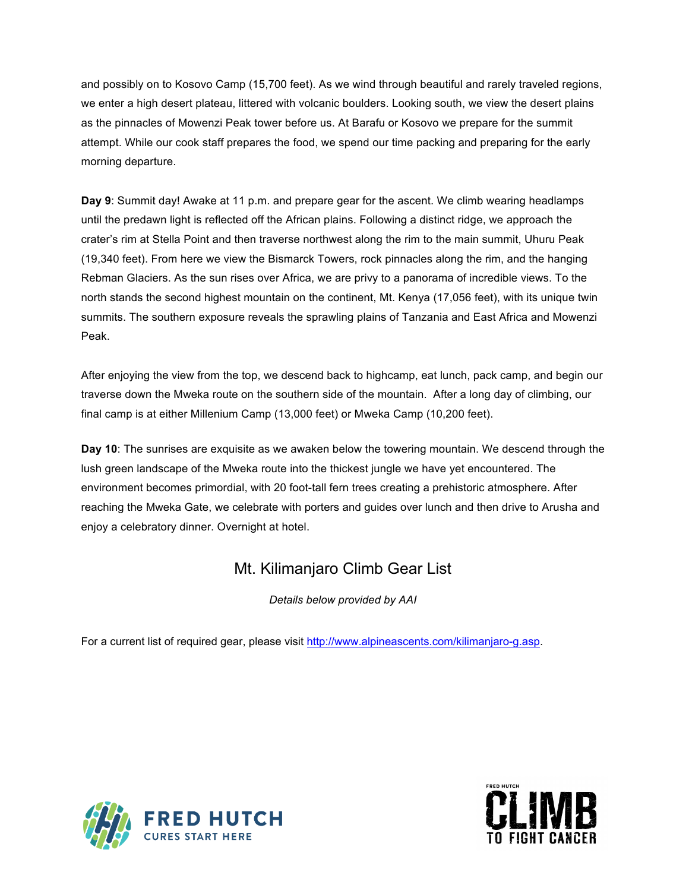and possibly on to Kosovo Camp (15,700 feet). As we wind through beautiful and rarely traveled regions, we enter a high desert plateau, littered with volcanic boulders. Looking south, we view the desert plains as the pinnacles of Mowenzi Peak tower before us. At Barafu or Kosovo we prepare for the summit attempt. While our cook staff prepares the food, we spend our time packing and preparing for the early morning departure.

**Day 9**: Summit day! Awake at 11 p.m. and prepare gear for the ascent. We climb wearing headlamps until the predawn light is reflected off the African plains. Following a distinct ridge, we approach the crater's rim at Stella Point and then traverse northwest along the rim to the main summit, Uhuru Peak (19,340 feet). From here we view the Bismarck Towers, rock pinnacles along the rim, and the hanging Rebman Glaciers. As the sun rises over Africa, we are privy to a panorama of incredible views. To the north stands the second highest mountain on the continent, Mt. Kenya (17,056 feet), with its unique twin summits. The southern exposure reveals the sprawling plains of Tanzania and East Africa and Mowenzi Peak.

After enjoying the view from the top, we descend back to highcamp, eat lunch, pack camp, and begin our traverse down the Mweka route on the southern side of the mountain. After a long day of climbing, our final camp is at either Millenium Camp (13,000 feet) or Mweka Camp (10,200 feet).

**Day 10**: The sunrises are exquisite as we awaken below the towering mountain. We descend through the lush green landscape of the Mweka route into the thickest jungle we have yet encountered. The environment becomes primordial, with 20 foot-tall fern trees creating a prehistoric atmosphere. After reaching the Mweka Gate, we celebrate with porters and guides over lunch and then drive to Arusha and enjoy a celebratory dinner. Overnight at hotel.

## Mt. Kilimanjaro Climb Gear List

*Details below provided by AAI*

For a current list of required gear, please visit http://www.alpineascents.com/kilimanjaro-g.asp.

FRED HUTCH
CURES START HERE

FRED HUTCH
CLIMB
TO FIGHT CANCER